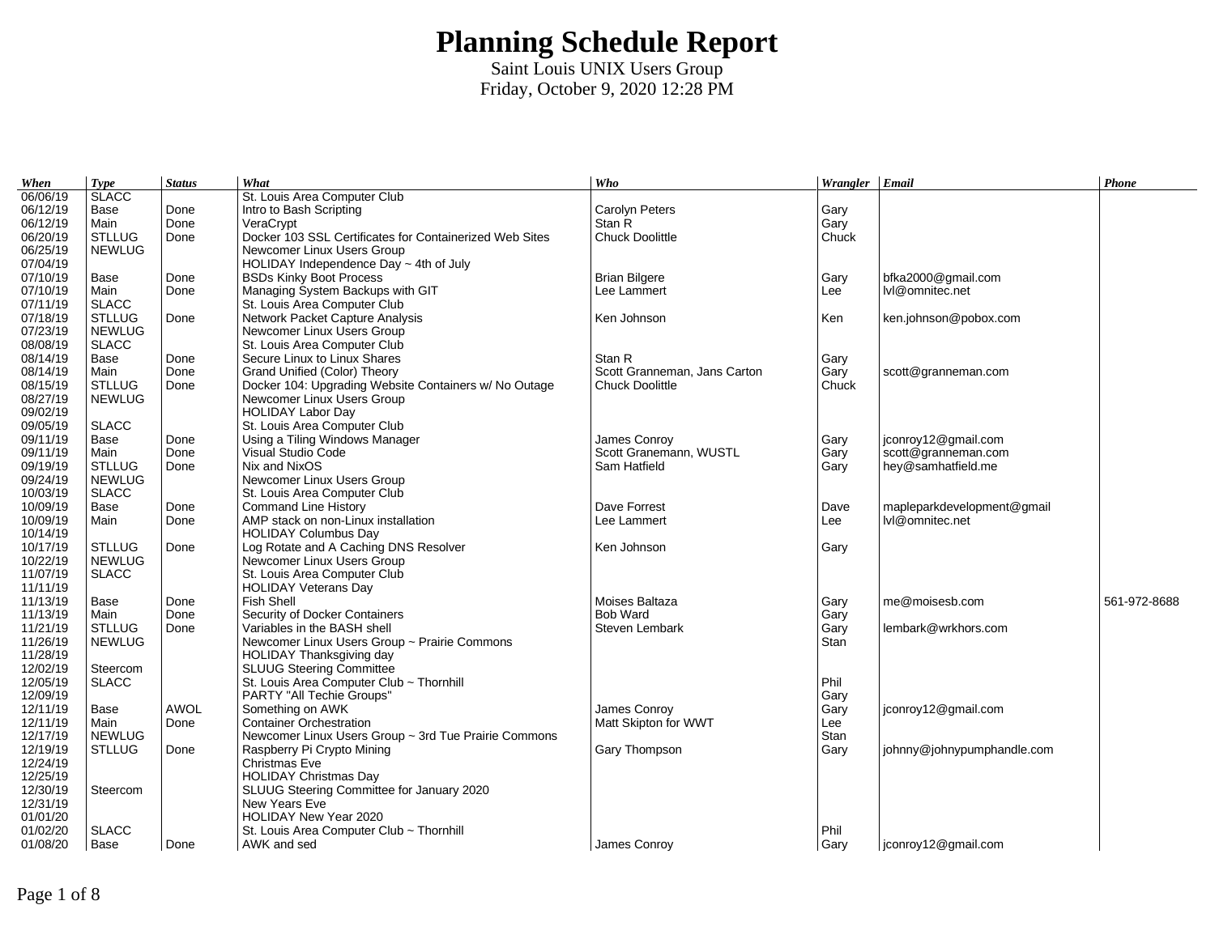# Planning Schedule Report

Saint Louis UNIX Users Group
Friday, October 9, 2020 12:28 PM

| When | Type | Status | What | Who | Wrangler | Email | Phone |
|---|---|---|---|---|---|---|---|
| 06/06/19 | SLACC | | St. Louis Area Computer Club | | | | |
| 06/12/19 | Base | Done | Intro to Bash Scripting | Carolyn Peters | Gary | | |
| 06/12/19 | Main | Done | VeraCrypt | Stan R | Gary | | |
| 06/20/19 | STLLUG | Done | Docker 103 SSL Certificates for Containerized Web Sites | Chuck Doolittle | Chuck | | |
| 06/25/19 | NEWLUG | | Newcomer Linux Users Group | | | | |
| 07/04/19 | | | HOLIDAY Independence Day ~ 4th of July | | | | |
| 07/10/19 | Base | Done | BSDs Kinky Boot Process | Brian Bilgere | Gary | bfka2000@gmail.com | |
| 07/10/19 | Main | Done | Managing System Backups with GIT | Lee Lammert | Lee | lvl@omnitec.net | |
| 07/11/19 | SLACC | | St. Louis Area Computer Club | | | | |
| 07/18/19 | STLLUG | Done | Network Packet Capture Analysis | Ken Johnson | Ken | ken.johnson@pobox.com | |
| 07/23/19 | NEWLUG | | Newcomer Linux Users Group | | | | |
| 08/08/19 | SLACC | | St. Louis Area Computer Club | | | | |
| 08/14/19 | Base | Done | Secure Linux to Linux Shares | Stan R | Gary | | |
| 08/14/19 | Main | Done | Grand Unified (Color) Theory | Scott Granneman, Jans Carton | Gary | scott@granneman.com | |
| 08/15/19 | STLLUG | Done | Docker 104: Upgrading Website Containers w/ No Outage | Chuck Doolittle | Chuck | | |
| 08/27/19 | NEWLUG | | Newcomer Linux Users Group | | | | |
| 09/02/19 | | | HOLIDAY Labor Day | | | | |
| 09/05/19 | SLACC | | St. Louis Area Computer Club | | | | |
| 09/11/19 | Base | Done | Using a Tiling Windows Manager | James Conroy | Gary | jconroy12@gmail.com | |
| 09/11/19 | Main | Done | Visual Studio Code | Scott Granemann, WUSTL | Gary | scott@granneman.com | |
| 09/19/19 | STLLUG | Done | Nix and NixOS | Sam Hatfield | Gary | hey@samhatfield.me | |
| 09/24/19 | NEWLUG | | Newcomer Linux Users Group | | | | |
| 10/03/19 | SLACC | | St. Louis Area Computer Club | | | | |
| 10/09/19 | Base | Done | Command Line History | Dave Forrest | Dave | mapleparkdevelopment@gmail | |
| 10/09/19 | Main | Done | AMP stack on non-Linux installation | Lee Lammert | Lee | lvl@omnitec.net | |
| 10/14/19 | | | HOLIDAY Columbus Day | | | | |
| 10/17/19 | STLLUG | Done | Log Rotate and A Caching DNS Resolver | Ken Johnson | Gary | | |
| 10/22/19 | NEWLUG | | Newcomer Linux Users Group | | | | |
| 11/07/19 | SLACC | | St. Louis Area Computer Club | | | | |
| 11/11/19 | | | HOLIDAY Veterans Day | | | | |
| 11/13/19 | Base | Done | Fish Shell | Moises Baltaza | Gary | me@moisesb.com | 561-972-8688 |
| 11/13/19 | Main | Done | Security of Docker Containers | Bob Ward | Gary | | |
| 11/21/19 | STLLUG | Done | Variables in the BASH shell | Steven Lembark | Gary | lembark@wrkhors.com | |
| 11/26/19 | NEWLUG | | Newcomer Linux Users Group ~ Prairie Commons | | Stan | | |
| 11/28/19 | | | HOLIDAY Thanksgiving day | | | | |
| 12/02/19 | Steercom | | SLUUG Steering Committee | | | | |
| 12/05/19 | SLACC | | St. Louis Area Computer Club ~ Thornhill | | Phil | | |
| 12/09/19 | | | PARTY "All Techie Groups" | | Gary | | |
| 12/11/19 | Base | AWOL | Something on AWK | James Conroy | Gary | jconroy12@gmail.com | |
| 12/11/19 | Main | Done | Container Orchestration | Matt Skipton for WWT | Lee | | |
| 12/17/19 | NEWLUG | | Newcomer Linux Users Group ~ 3rd Tue Prairie Commons | | Stan | | |
| 12/19/19 | STLLUG | Done | Raspberry Pi Crypto Mining | Gary Thompson | Gary | johnny@johnypumphandle.com | |
| 12/24/19 | | | Christmas Eve | | | | |
| 12/25/19 | | | HOLIDAY Christmas Day | | | | |
| 12/30/19 | Steercom | | SLUUG Steering Committee for January 2020 | | | | |
| 12/31/19 | | | New Years Eve | | | | |
| 01/01/20 | | | HOLIDAY New Year 2020 | | | | |
| 01/02/20 | SLACC | | St. Louis Area Computer Club ~ Thornhill | | Phil | | |
| 01/08/20 | Base | Done | AWK and sed | James Conroy | Gary | jconroy12@gmail.com | |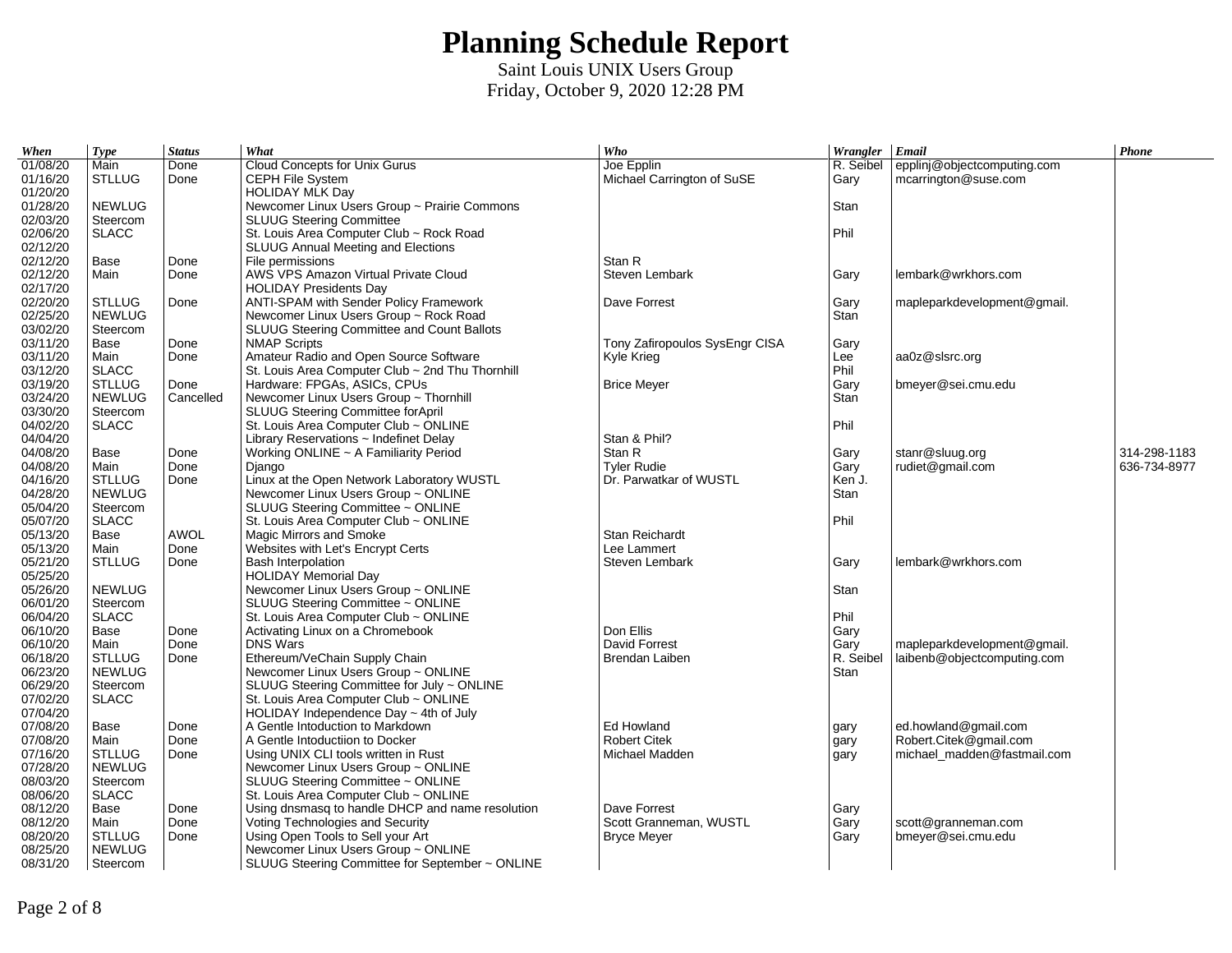# Planning Schedule Report

Saint Louis UNIX Users Group
Friday, October 9, 2020 12:28 PM

| *When* | *Type* | *Status* | *What* | *Who* | *Wrangler* | *Email* | *Phone* |
|---|---|---|---|---|---|---|---|
| 01/08/20 | Main | Done | Cloud Concepts for Unix Gurus | Joe Epplin | R. Seibel | epplinj@objectcomputing.com | |
| 01/16/20 | STLLUG | Done | CEPH File System | Michael Carrington of SuSE | Gary | mcarrington@suse.com | |
| 01/20/20 | | | HOLIDAY MLK Day | | | | |
| 01/28/20 | NEWLUG | | Newcomer Linux Users Group ~ Prairie Commons | | Stan | | |
| 02/03/20 | Steercom | | SLUUG Steering Committee | | | | |
| 02/06/20 | SLACC | | St. Louis Area Computer Club ~ Rock Road | | Phil | | |
| 02/12/20 | | | SLUUG Annual Meeting and Elections | | | | |
| 02/12/20 | Base | Done | File permissions | Stan R | | | |
| 02/12/20 | Main | Done | AWS VPS Amazon Virtual Private Cloud | Steven Lembark | Gary | lembark@wrkhors.com | |
| 02/17/20 | | | HOLIDAY Presidents Day | | | | |
| 02/20/20 | STLLUG | Done | ANTI-SPAM with Sender Policy Framework | Dave Forrest | Gary | mapleparkdevelopment@gmail. | |
| 02/25/20 | NEWLUG | | Newcomer Linux Users Group ~ Rock Road | | Stan | | |
| 03/02/20 | Steercom | | SLUUG Steering Committee and Count Ballots | | | | |
| 03/11/20 | Base | Done | NMAP Scripts | Tony Zafiropoulos SysEngr CISA | Gary | | |
| 03/11/20 | Main | Done | Amateur Radio and Open Source Software | Kyle Krieg | Lee | aa0z@slsrc.org | |
| 03/12/20 | SLACC | | St. Louis Area Computer Club ~ 2nd Thu Thornhill | | Phil | | |
| 03/19/20 | STLLUG | Done | Hardware: FPGAs, ASICs, CPUs | Brice Meyer | Gary | bmeyer@sei.cmu.edu | |
| 03/24/20 | NEWLUG | Cancelled | Newcomer Linux Users Group ~ Thornhill | | Stan | | |
| 03/30/20 | Steercom | | SLUUG Steering Committee forApril | | | | |
| 04/02/20 | SLACC | | St. Louis Area Computer Club ~ ONLINE | | Phil | | |
| 04/04/20 | | | Library Reservations ~ Indefinet Delay | Stan & Phil? | | | |
| 04/08/20 | Base | Done | Working ONLINE ~ A Familiarity Period | Stan R | Gary | stanr@sluug.org | 314-298-1183 |
| 04/08/20 | Main | Done | Django | Tyler Rudie | Gary | rudiet@gmail.com | 636-734-8977 |
| 04/16/20 | STLLUG | Done | Linux at the Open Network Laboratory WUSTL | Dr. Parwatkar of WUSTL | Ken J. | | |
| 04/28/20 | NEWLUG | | Newcomer Linux Users Group ~ ONLINE | | Stan | | |
| 05/04/20 | Steercom | | SLUUG Steering Committee ~ ONLINE | | | | |
| 05/07/20 | SLACC | | St. Louis Area Computer Club ~ ONLINE | | Phil | | |
| 05/13/20 | Base | AWOL | Magic Mirrors and Smoke | Stan Reichardt | | | |
| 05/13/20 | Main | Done | Websites with Let's Encrypt Certs | Lee Lammert | | | |
| 05/21/20 | STLLUG | Done | Bash Interpolation | Steven Lembark | Gary | lembark@wrkhors.com | |
| 05/25/20 | | | HOLIDAY Memorial Day | | | | |
| 05/26/20 | NEWLUG | | Newcomer Linux Users Group ~ ONLINE | | Stan | | |
| 06/01/20 | Steercom | | SLUUG Steering Committee ~ ONLINE | | | | |
| 06/04/20 | SLACC | | St. Louis Area Computer Club ~ ONLINE | | Phil | | |
| 06/10/20 | Base | Done | Activating Linux on a Chromebook | Don Ellis | Gary | | |
| 06/10/20 | Main | Done | DNS Wars | David Forrest | Gary | mapleparkdevelopment@gmail. | |
| 06/18/20 | STLLUG | Done | Ethereum/VeChain Supply Chain | Brendan Laiben | R. Seibel | laibenb@objectcomputing.com | |
| 06/23/20 | NEWLUG | | Newcomer Linux Users Group ~ ONLINE | | Stan | | |
| 06/29/20 | Steercom | | SLUUG Steering Committee for July ~ ONLINE | | | | |
| 07/02/20 | SLACC | | St. Louis Area Computer Club ~ ONLINE | | | | |
| 07/04/20 | | | HOLIDAY Independence Day ~ 4th of July | | | | |
| 07/08/20 | Base | Done | A Gentle Intoduction to Markdown | Ed Howland | gary | ed.howland@gmail.com | |
| 07/08/20 | Main | Done | A Gentle Intoductiion to Docker | Robert Citek | gary | Robert.Citek@gmail.com | |
| 07/16/20 | STLLUG | Done | Using UNIX CLI tools written in Rust | Michael Madden | gary | michael_madden@fastmail.com | |
| 07/28/20 | NEWLUG | | Newcomer Linux Users Group ~ ONLINE | | | | |
| 08/03/20 | Steercom | | SLUUG Steering Committee ~ ONLINE | | | | |
| 08/06/20 | SLACC | | St. Louis Area Computer Club ~ ONLINE | | | | |
| 08/12/20 | Base | Done | Using dnsmasq to handle DHCP and name resolution | Dave Forrest | Gary | | |
| 08/12/20 | Main | Done | Voting Technologies and Security | Scott Granneman, WUSTL | Gary | scott@granneman.com | |
| 08/20/20 | STLLUG | Done | Using Open Tools to Sell your Art | Bryce Meyer | Gary | bmeyer@sei.cmu.edu | |
| 08/25/20 | NEWLUG | | Newcomer Linux Users Group ~ ONLINE | | | | |
| 08/31/20 | Steercom | | SLUUG Steering Committee for September ~ ONLINE | | | | |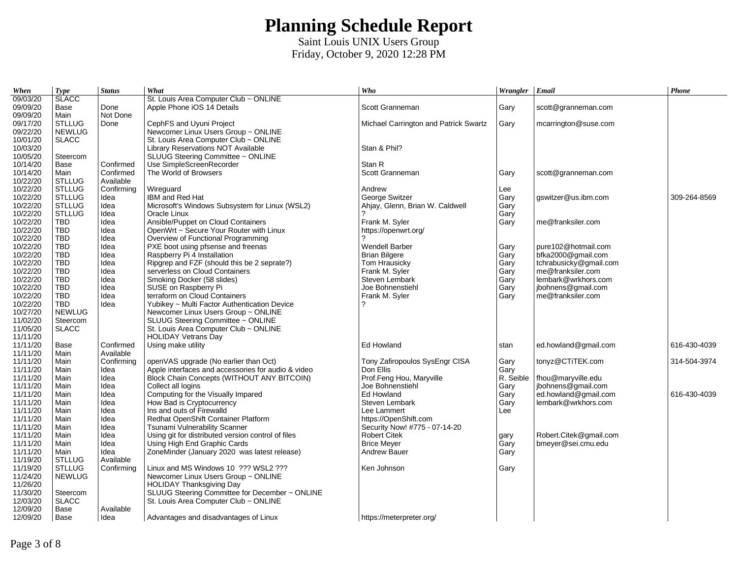# Planning Schedule Report

Saint Louis UNIX Users Group
Friday, October 9, 2020 12:28 PM

| When | Type | Status | What | Who | Wrangler | Email | Phone |
|---|---|---|---|---|---|---|---|
| 09/03/20 | SLACC | | St. Louis Area Computer Club ~ ONLINE | | | | |
| 09/09/20 | Base | Done | Apple Phone iOS 14 Details | Scott Granneman | Gary | scott@granneman.com | |
| 09/09/20 | Main | Not Done | | | | | |
| 09/17/20 | STLLUG | Done | CephFS and Uyuni Project | Michael Carrington and Patrick Swartz | Gary | mcarrington@suse.com | |
| 09/22/20 | NEWLUG | | Newcomer Linux Users Group ~ ONLINE | | | | |
| 10/01/20 | SLACC | | St. Louis Area Computer Club ~ ONLINE | | | | |
| 10/03/20 | | | Library Reservations NOT Available | Stan & Phil? | | | |
| 10/05/20 | Steercom | | SLUUG Steering Committee ~ ONLINE | | | | |
| 10/14/20 | Base | Confirmed | Use SimpleScreenRecorder | Stan R | | | |
| 10/14/20 | Main | Confirmed | The World of Browsers | Scott Granneman | Gary | scott@granneman.com | |
| 10/22/20 | STLLUG | Available | | | | | |
| 10/22/20 | STLLUG | Confirming | Wireguard | Andrew | Lee | | |
| 10/22/20 | STLLUG | Idea | IBM and Red Hat | George Switzer | Gary | gswitzer@us.ibm.com | 309-264-8569 |
| 10/22/20 | STLLUG | Idea | Microsoft's Windows Subsystem for Linux (WSL2) | Ahjay, Glenn, Brian W. Caldwell | Gary | | |
| 10/22/20 | STLLUG | Idea | Oracle Linux | ? | Gary | | |
| 10/22/20 | TBD | Idea | Ansible/Puppet on Cloud Containers | Frank M. Syler | Gary | me@franksiler.com | |
| 10/22/20 | TBD | Idea | OpenWrt ~ Secure Your Router with Linux | https://openwrt.org/ | | | |
| 10/22/20 | TBD | Idea | Overview of Functional Programming | ? | | | |
| 10/22/20 | TBD | Idea | PXE boot using pfsense and freenas | Wendell Barber | Gary | pure102@hotmail.com | |
| 10/22/20 | TBD | Idea | Raspberry Pi 4 Installation | Brian Bilgere | Gary | bfka2000@gmail.com | |
| 10/22/20 | TBD | Idea | Ripgrep and FZF (should this be 2 seprate?) | Tom Hrausicky | Gary | tchrabusicky@gmail.com | |
| 10/22/20 | TBD | Idea | serverless on Cloud Containers | Frank M. Syler | Gary | me@franksiler.com | |
| 10/22/20 | TBD | Idea | Smoking Docker (58 slides) | Steven Lembark | Gary | lembark@wrkhors.com | |
| 10/22/20 | TBD | Idea | SUSE on Raspberry Pi | Joe Bohnenstiehl | Gary | jbohnens@gmail.com | |
| 10/22/20 | TBD | Idea | terraform on Cloud Containers | Frank M. Syler | Gary | me@franksiler.com | |
| 10/22/20 | TBD | Idea | Yubikey ~ Multi Factor Authentication Device | ? | | | |
| 10/27/20 | NEWLUG | | Newcomer Linux Users Group ~ ONLINE | | | | |
| 11/02/20 | Steercom | | SLUUG Steering Committee ~ ONLINE | | | | |
| 11/05/20 | SLACC | | St. Louis Area Computer Club ~ ONLINE | | | | |
| 11/11/20 | | | HOLIDAY Vetrans Day | | | | |
| 11/11/20 | Base | Confirmed | Using make utility | Ed Howland | stan | ed.howland@gmail.com | 616-430-4039 |
| 11/11/20 | Main | Available | | | | | |
| 11/11/20 | Main | Confirming | openVAS upgrade (No earlier than Oct) | Tony Zafiropoulos SysEngr CISA | Gary | tonyz@CTiTEK.com | 314-504-3974 |
| 11/11/20 | Main | Idea | Apple interfaces and accessories for audio & video | Don Ellis | Gary | | |
| 11/11/20 | Main | Idea | Block Chain Concepts (WITHOUT ANY BITCOIN) | Prof.Feng Hou, Maryville | R. Seible | fhou@maryville.edu | |
| 11/11/20 | Main | Idea | Collect all logins | Joe Bohnenstiehl | Gary | jbohnens@gmail.com | |
| 11/11/20 | Main | Idea | Computing for the Visually Impared | Ed Howland | Gary | ed.howland@gmail.com | 616-430-4039 |
| 11/11/20 | Main | Idea | How Bad is Cryptocurrency | Steven Lembark | Gary | lembark@wrkhors.com | |
| 11/11/20 | Main | Idea | Ins and outs of Firewalld | Lee Lammert | Lee | | |
| 11/11/20 | Main | Idea | Redhat OpenShift Container Platform | https://OpenShift.com | | | |
| 11/11/20 | Main | Idea | Tsunami Vulnerability Scanner | Security Now! #775 - 07-14-20 | | | |
| 11/11/20 | Main | Idea | Using git for distributed version control of files | Robert Citek | gary | Robert.Citek@gmail.com | |
| 11/11/20 | Main | Idea | Using High End Graphic Cards | Brice Meyer | Gary | bmeyer@sei.cmu.edu | |
| 11/11/20 | Main | Idea | ZoneMinder (January 2020 was latest release) | Andrew Bauer | Gary | | |
| 11/19/20 | STLLUG | Available | | | | | |
| 11/19/20 | STLLUG | Confirming | Linux and MS Windows 10 ??? WSL2 ??? | Ken Johnson | Gary | | |
| 11/24/20 | NEWLUG | | Newcomer Linux Users Group ~ ONLINE | | | | |
| 11/26/20 | | | HOLIDAY Thanksgiving Day | | | | |
| 11/30/20 | Steercom | | SLUUG Steering Committee for December ~ ONLINE | | | | |
| 12/03/20 | SLACC | | St. Louis Area Computer Club ~ ONLINE | | | | |
| 12/09/20 | Base | Available | | | | | |
| 12/09/20 | Base | Idea | Advantages and disadvantages of Linux | https://meterpreter.org/ | | | |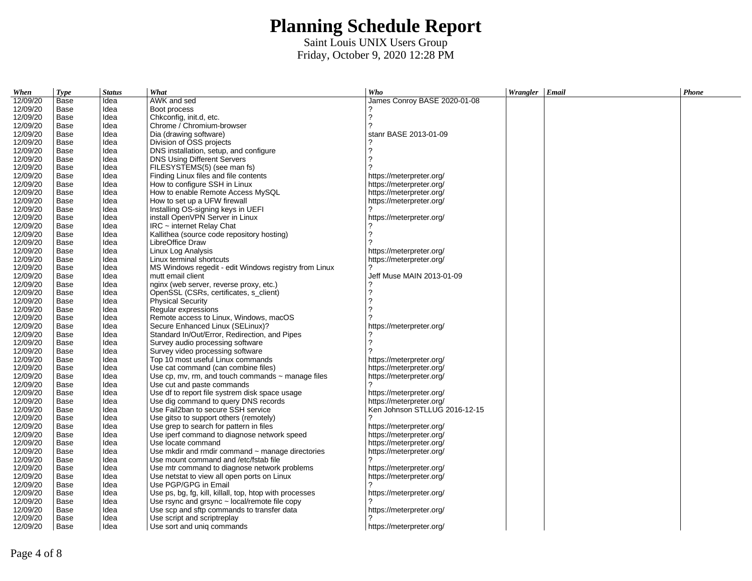# Planning Schedule Report

Saint Louis UNIX Users Group
Friday, October 9, 2020 12:28 PM

| When | Type | Status | What | Who | Wrangler | Email | Phone |
|---|---|---|---|---|---|---|---|
| 12/09/20 | Base | Idea | AWK and sed | James Conroy BASE 2020-01-08 | | | |
| 12/09/20 | Base | Idea | Boot process | ? | | | |
| 12/09/20 | Base | Idea | Chkconfig, init.d, etc. | ? | | | |
| 12/09/20 | Base | Idea | Chrome / Chromium-browser | ? | | | |
| 12/09/20 | Base | Idea | Dia (drawing software) | stanr BASE 2013-01-09 | | | |
| 12/09/20 | Base | Idea | Division of OSS projects | ? | | | |
| 12/09/20 | Base | Idea | DNS installation, setup, and configure | ? | | | |
| 12/09/20 | Base | Idea | DNS Using Different Servers | ? | | | |
| 12/09/20 | Base | Idea | FILESYSTEMS(5) (see man fs) | ? | | | |
| 12/09/20 | Base | Idea | Finding Linux files and file contents | https://meterpreter.org/ | | | |
| 12/09/20 | Base | Idea | How to configure SSH in Linux | https://meterpreter.org/ | | | |
| 12/09/20 | Base | Idea | How to enable Remote Access MySQL | https://meterpreter.org/ | | | |
| 12/09/20 | Base | Idea | How to set up a UFW firewall | https://meterpreter.org/ | | | |
| 12/09/20 | Base | Idea | Installing OS-signing keys in UEFI | ? | | | |
| 12/09/20 | Base | Idea | install OpenVPN Server in Linux | https://meterpreter.org/ | | | |
| 12/09/20 | Base | Idea | IRC ~ internet Relay Chat | ? | | | |
| 12/09/20 | Base | Idea | Kallithea (source code repository hosting) | ? | | | |
| 12/09/20 | Base | Idea | LibreOffice Draw | ? | | | |
| 12/09/20 | Base | Idea | Linux Log Analysis | https://meterpreter.org/ | | | |
| 12/09/20 | Base | Idea | Linux terminal shortcuts | https://meterpreter.org/ | | | |
| 12/09/20 | Base | Idea | MS Windows regedit - edit Windows registry from Linux | ? | | | |
| 12/09/20 | Base | Idea | mutt email client | Jeff Muse MAIN 2013-01-09 | | | |
| 12/09/20 | Base | Idea | nginx (web server, reverse proxy, etc.) | ? | | | |
| 12/09/20 | Base | Idea | OpenSSL (CSRs, certificates, s_client) | ? | | | |
| 12/09/20 | Base | Idea | Physical Security | ? | | | |
| 12/09/20 | Base | Idea | Regular expressions | ? | | | |
| 12/09/20 | Base | Idea | Remote access to Linux, Windows, macOS | ? | | | |
| 12/09/20 | Base | Idea | Secure Enhanced Linux (SELinux)? | https://meterpreter.org/ | | | |
| 12/09/20 | Base | Idea | Standard In/Out/Error, Redirection, and Pipes | ? | | | |
| 12/09/20 | Base | Idea | Survey audio processing software | ? | | | |
| 12/09/20 | Base | Idea | Survey video processing software | ? | | | |
| 12/09/20 | Base | Idea | Top 10 most useful Linux commands | https://meterpreter.org/ | | | |
| 12/09/20 | Base | Idea | Use cat command (can combine files) | https://meterpreter.org/ | | | |
| 12/09/20 | Base | Idea | Use cp, mv, rm, and touch commands ~ manage files | https://meterpreter.org/ | | | |
| 12/09/20 | Base | Idea | Use cut and paste commands | ? | | | |
| 12/09/20 | Base | Idea | Use df to report file systrem disk space usage | https://meterpreter.org/ | | | |
| 12/09/20 | Base | Idea | Use dig command to query DNS records | https://meterpreter.org/ | | | |
| 12/09/20 | Base | Idea | Use Fail2ban to secure SSH service | Ken Johnson STLLUG 2016-12-15 | | | |
| 12/09/20 | Base | Idea | Use gitso to support others (remotely) | ? | | | |
| 12/09/20 | Base | Idea | Use grep to search for pattern in files | https://meterpreter.org/ | | | |
| 12/09/20 | Base | Idea | Use iperf command to diagnose network speed | https://meterpreter.org/ | | | |
| 12/09/20 | Base | Idea | Use locate command | https://meterpreter.org/ | | | |
| 12/09/20 | Base | Idea | Use mkdir and rmdir command ~ manage directories | https://meterpreter.org/ | | | |
| 12/09/20 | Base | Idea | Use mount command and /etc/fstab file | ? | | | |
| 12/09/20 | Base | Idea | Use mtr command to diagnose network problems | https://meterpreter.org/ | | | |
| 12/09/20 | Base | Idea | Use netstat to view all open ports on Linux | https://meterpreter.org/ | | | |
| 12/09/20 | Base | Idea | Use PGP/GPG in Email | ? | | | |
| 12/09/20 | Base | Idea | Use ps, bg, fg, kill, killall, top, htop with processes | https://meterpreter.org/ | | | |
| 12/09/20 | Base | Idea | Use rsync and grsync ~ local/remote file copy | ? | | | |
| 12/09/20 | Base | Idea | Use scp and sftp commands to transfer data | https://meterpreter.org/ | | | |
| 12/09/20 | Base | Idea | Use script and scriptreplay | ? | | | |
| 12/09/20 | Base | Idea | Use sort and uniq commands | https://meterpreter.org/ | | | |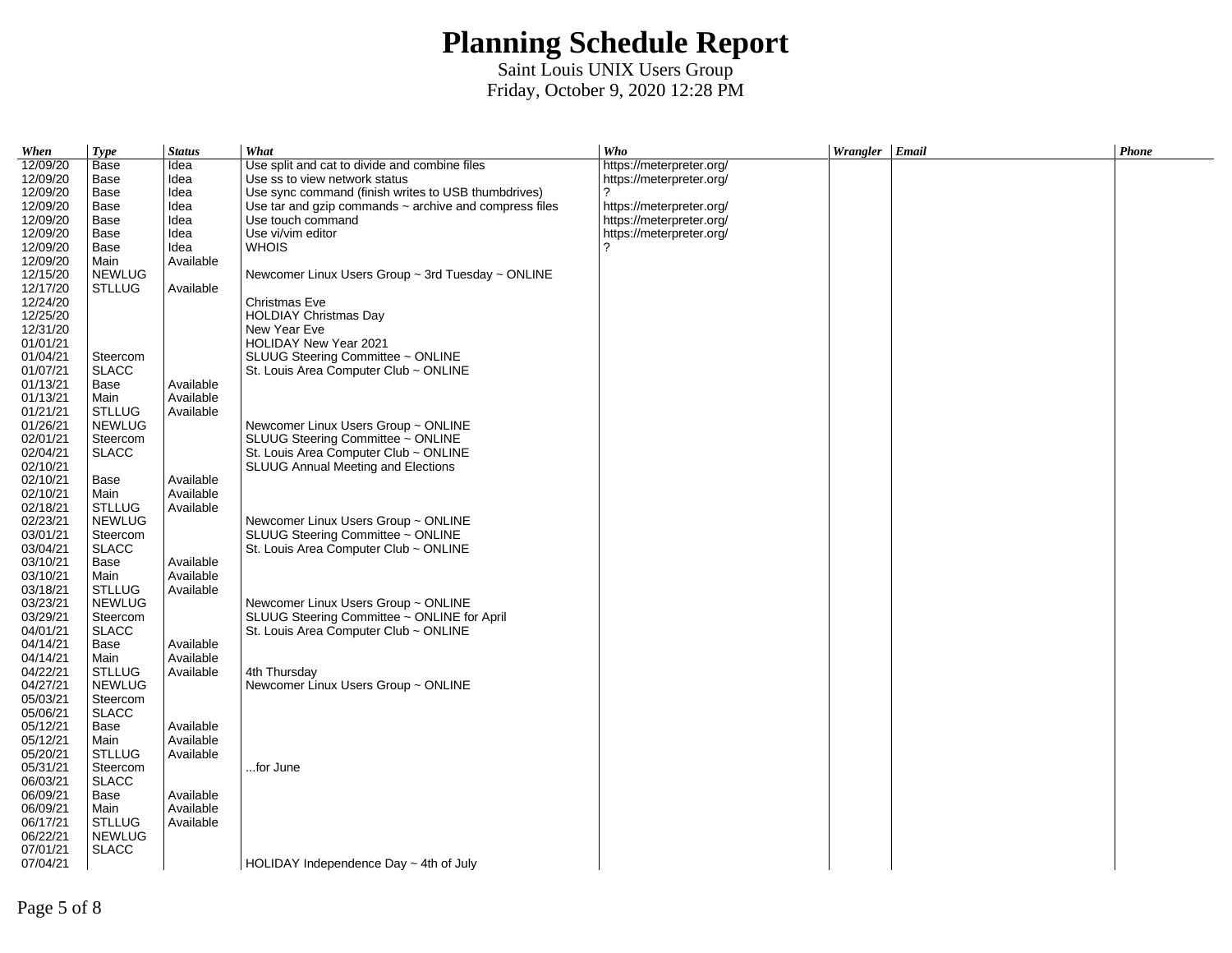# Planning Schedule Report

Saint Louis UNIX Users Group
Friday, October 9, 2020 12:28 PM

| When | Type | Status | What | Who | Wrangler | Email | Phone |
|---|---|---|---|---|---|---|---|
| 12/09/20 | Base | Idea | Use split and cat to divide and combine files | https://meterpreter.org/ | | | |
| 12/09/20 | Base | Idea | Use ss to view network status | https://meterpreter.org/ | | | |
| 12/09/20 | Base | Idea | Use sync command (finish writes to USB thumbdrives) | ? | | | |
| 12/09/20 | Base | Idea | Use tar and gzip commands ~ archive and compress files | https://meterpreter.org/ | | | |
| 12/09/20 | Base | Idea | Use touch command | https://meterpreter.org/ | | | |
| 12/09/20 | Base | Idea | Use vi/vim editor | https://meterpreter.org/ | | | |
| 12/09/20 | Base | Idea | WHOIS | ? | | | |
| 12/09/20 | Main | Available | | | | | |
| 12/15/20 | NEWLUG | | Newcomer Linux Users Group ~ 3rd Tuesday ~ ONLINE | | | | |
| 12/17/20 | STLLUG | Available | | | | | |
| 12/24/20 | | | Christmas Eve | | | | |
| 12/25/20 | | | HOLDIAY Christmas Day | | | | |
| 12/31/20 | | | New Year Eve | | | | |
| 01/01/21 | | | HOLIDAY New Year 2021 | | | | |
| 01/04/21 | Steercom | | SLUUG Steering Committee ~ ONLINE | | | | |
| 01/07/21 | SLACC | | St. Louis Area Computer Club ~ ONLINE | | | | |
| 01/13/21 | Base | Available | | | | | |
| 01/13/21 | Main | Available | | | | | |
| 01/21/21 | STLLUG | Available | | | | | |
| 01/26/21 | NEWLUG | | Newcomer Linux Users Group ~ ONLINE | | | | |
| 02/01/21 | Steercom | | SLUUG Steering Committee ~ ONLINE | | | | |
| 02/04/21 | SLACC | | St. Louis Area Computer Club ~ ONLINE | | | | |
| 02/10/21 | | | SLUUG Annual Meeting and Elections | | | | |
| 02/10/21 | Base | Available | | | | | |
| 02/10/21 | Main | Available | | | | | |
| 02/18/21 | STLLUG | Available | | | | | |
| 02/23/21 | NEWLUG | | Newcomer Linux Users Group ~ ONLINE | | | | |
| 03/01/21 | Steercom | | SLUUG Steering Committee ~ ONLINE | | | | |
| 03/04/21 | SLACC | | St. Louis Area Computer Club ~ ONLINE | | | | |
| 03/10/21 | Base | Available | | | | | |
| 03/10/21 | Main | Available | | | | | |
| 03/18/21 | STLLUG | Available | | | | | |
| 03/23/21 | NEWLUG | | Newcomer Linux Users Group ~ ONLINE | | | | |
| 03/29/21 | Steercom | | SLUUG Steering Committee ~ ONLINE for April | | | | |
| 04/01/21 | SLACC | | St. Louis Area Computer Club ~ ONLINE | | | | |
| 04/14/21 | Base | Available | | | | | |
| 04/14/21 | Main | Available | | | | | |
| 04/22/21 | STLLUG | Available | 4th Thursday | | | | |
| 04/27/21 | NEWLUG | | Newcomer Linux Users Group ~ ONLINE | | | | |
| 05/03/21 | Steercom | | | | | | |
| 05/06/21 | SLACC | | | | | | |
| 05/12/21 | Base | Available | | | | | |
| 05/12/21 | Main | Available | | | | | |
| 05/20/21 | STLLUG | Available | | | | | |
| 05/31/21 | Steercom | | ...for June | | | | |
| 06/03/21 | SLACC | | | | | | |
| 06/09/21 | Base | Available | | | | | |
| 06/09/21 | Main | Available | | | | | |
| 06/17/21 | STLLUG | Available | | | | | |
| 06/22/21 | NEWLUG | | | | | | |
| 07/01/21 | SLACC | | | | | | |
| 07/04/21 | | | HOLIDAY Independence Day ~ 4th of July | | | | |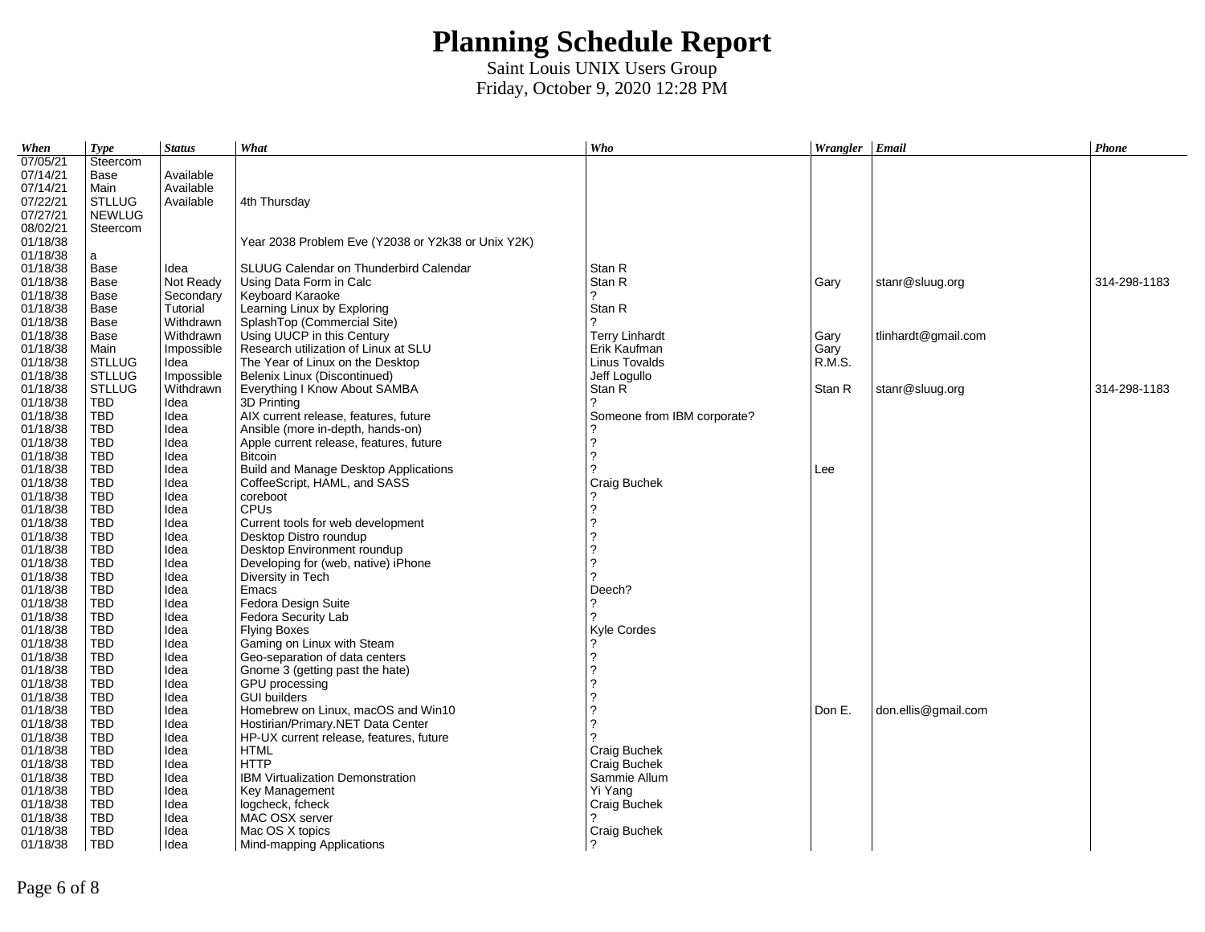# Planning Schedule Report

Saint Louis UNIX Users Group
Friday, October 9, 2020 12:28 PM

| When | Type | Status | What | Who | Wrangler | Email | Phone |
|---|---|---|---|---|---|---|---|
| 07/05/21 | Steercom | | | | | | |
| 07/14/21 | Base | Available | | | | | |
| 07/14/21 | Main | Available | | | | | |
| 07/22/21 | STLLUG | Available | 4th Thursday | | | | |
| 07/27/21 | NEWLUG | | | | | | |
| 08/02/21 | Steercom | | | | | | |
| 01/18/38 | | | Year 2038 Problem Eve (Y2038 or Y2k38 or Unix Y2K) | | | | |
| 01/18/38 | a | | | | | | |
| 01/18/38 | Base | Idea | SLUUG Calendar on Thunderbird Calendar | Stan R | | | |
| 01/18/38 | Base | Not Ready | Using Data Form in Calc | Stan R | Gary | stanr@sluug.org | 314-298-1183 |
| 01/18/38 | Base | Secondary | Keyboard Karaoke | ? | | | |
| 01/18/38 | Base | Tutorial | Learning Linux by Exploring | Stan R | | | |
| 01/18/38 | Base | Withdrawn | SplashTop (Commercial Site) | ? | | | |
| 01/18/38 | Base | Withdrawn | Using UUCP in this Century | Terry Linhardt | Gary | tlinhardt@gmail.com | |
| 01/18/38 | Main | Impossible | Research utilization of Linux at SLU | Erik Kaufman | Gary | | |
| 01/18/38 | STLLUG | Idea | The Year of Linux on the Desktop | Linus Tovalds | R.M.S. | | |
| 01/18/38 | STLLUG | Impossible | Belenix Linux (Discontinued) | Jeff Logullo | | | |
| 01/18/38 | STLLUG | Withdrawn | Everything I Know About SAMBA | Stan R | Stan R | stanr@sluug.org | 314-298-1183 |
| 01/18/38 | TBD | Idea | 3D Printing | ? | | | |
| 01/18/38 | TBD | Idea | AIX current release, features, future | Someone from IBM corporate? | | | |
| 01/18/38 | TBD | Idea | Ansible (more in-depth, hands-on) | ? | | | |
| 01/18/38 | TBD | Idea | Apple current release, features, future | ? | | | |
| 01/18/38 | TBD | Idea | Bitcoin | ? | | | |
| 01/18/38 | TBD | Idea | Build and Manage Desktop Applications | ? | Lee | | |
| 01/18/38 | TBD | Idea | CoffeeScript, HAML, and SASS | Craig Buchek | | | |
| 01/18/38 | TBD | Idea | coreboot | ? | | | |
| 01/18/38 | TBD | Idea | CPUs | ? | | | |
| 01/18/38 | TBD | Idea | Current tools for web development | ? | | | |
| 01/18/38 | TBD | Idea | Desktop Distro roundup | ? | | | |
| 01/18/38 | TBD | Idea | Desktop Environment roundup | ? | | | |
| 01/18/38 | TBD | Idea | Developing for (web, native) iPhone | ? | | | |
| 01/18/38 | TBD | Idea | Diversity in Tech | ? | | | |
| 01/18/38 | TBD | Idea | Emacs | Deech? | | | |
| 01/18/38 | TBD | Idea | Fedora Design Suite | ? | | | |
| 01/18/38 | TBD | Idea | Fedora Security Lab | ? | | | |
| 01/18/38 | TBD | Idea | Flying Boxes | Kyle Cordes | | | |
| 01/18/38 | TBD | Idea | Gaming on Linux with Steam | ? | | | |
| 01/18/38 | TBD | Idea | Geo-separation of data centers | ? | | | |
| 01/18/38 | TBD | Idea | Gnome 3 (getting past the hate) | ? | | | |
| 01/18/38 | TBD | Idea | GPU processing | ? | | | |
| 01/18/38 | TBD | Idea | GUI builders | ? | | | |
| 01/18/38 | TBD | Idea | Homebrew on Linux, macOS and Win10 | ? | Don E. | don.ellis@gmail.com | |
| 01/18/38 | TBD | Idea | Hostirian/Primary.NET Data Center | ? | | | |
| 01/18/38 | TBD | Idea | HP-UX current release, features, future | ? | | | |
| 01/18/38 | TBD | Idea | HTML | Craig Buchek | | | |
| 01/18/38 | TBD | Idea | HTTP | Craig Buchek | | | |
| 01/18/38 | TBD | Idea | IBM Virtualization Demonstration | Sammie Allum | | | |
| 01/18/38 | TBD | Idea | Key Management | Yi Yang | | | |
| 01/18/38 | TBD | Idea | logcheck, fcheck | Craig Buchek | | | |
| 01/18/38 | TBD | Idea | MAC OSX server | ? | | | |
| 01/18/38 | TBD | Idea | Mac OS X topics | Craig Buchek | | | |
| 01/18/38 | TBD | Idea | Mind-mapping Applications | ? | | | |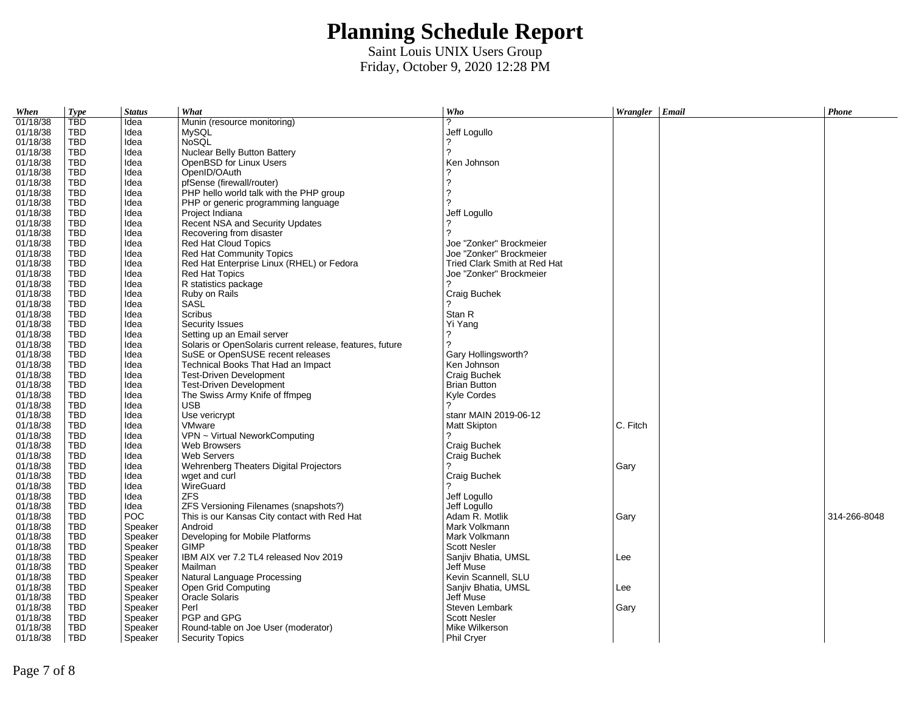# Planning Schedule Report

Saint Louis UNIX Users Group
Friday, October 9, 2020 12:28 PM

| When | Type | Status | What | Who | Wrangler | Email | Phone |
|---|---|---|---|---|---|---|---|
| 01/18/38 | TBD | Idea | Munin (resource monitoring) | ? | | | |
| 01/18/38 | TBD | Idea | MySQL | Jeff Logullo | | | |
| 01/18/38 | TBD | Idea | NoSQL | ? | | | |
| 01/18/38 | TBD | Idea | Nuclear Belly Button Battery | ? | | | |
| 01/18/38 | TBD | Idea | OpenBSD for Linux Users | Ken Johnson | | | |
| 01/18/38 | TBD | Idea | OpenID/OAuth | ? | | | |
| 01/18/38 | TBD | Idea | pfSense (firewall/router) | ? | | | |
| 01/18/38 | TBD | Idea | PHP hello world talk with the PHP group | ? | | | |
| 01/18/38 | TBD | Idea | PHP or generic programming language | ? | | | |
| 01/18/38 | TBD | Idea | Project Indiana | Jeff Logullo | | | |
| 01/18/38 | TBD | Idea | Recent NSA and Security Updates | ? | | | |
| 01/18/38 | TBD | Idea | Recovering from disaster | ? | | | |
| 01/18/38 | TBD | Idea | Red Hat Cloud Topics | Joe "Zonker" Brockmeier | | | |
| 01/18/38 | TBD | Idea | Red Hat Community Topics | Joe "Zonker" Brockmeier | | | |
| 01/18/38 | TBD | Idea | Red Hat Enterprise Linux (RHEL) or Fedora | Tried Clark Smith at Red Hat | | | |
| 01/18/38 | TBD | Idea | Red Hat Topics | Joe "Zonker" Brockmeier | | | |
| 01/18/38 | TBD | Idea | R statistics package | ? | | | |
| 01/18/38 | TBD | Idea | Ruby on Rails | Craig Buchek | | | |
| 01/18/38 | TBD | Idea | SASL | ? | | | |
| 01/18/38 | TBD | Idea | Scribus | Stan R | | | |
| 01/18/38 | TBD | Idea | Security Issues | Yi Yang | | | |
| 01/18/38 | TBD | Idea | Setting up an Email server | ? | | | |
| 01/18/38 | TBD | Idea | Solaris or OpenSolaris current release, features, future | ? | | | |
| 01/18/38 | TBD | Idea | SuSE or OpenSUSE recent releases | Gary Hollingsworth? | | | |
| 01/18/38 | TBD | Idea | Technical Books That Had an Impact | Ken Johnson | | | |
| 01/18/38 | TBD | Idea | Test-Driven Development | Craig Buchek | | | |
| 01/18/38 | TBD | Idea | Test-Driven Development | Brian Button | | | |
| 01/18/38 | TBD | Idea | The Swiss Army Knife of ffmpeg | Kyle Cordes | | | |
| 01/18/38 | TBD | Idea | USB | ? | | | |
| 01/18/38 | TBD | Idea | Use vericrypt | stanr MAIN 2019-06-12 | | | |
| 01/18/38 | TBD | Idea | VMware | Matt Skipton | C. Fitch | | |
| 01/18/38 | TBD | Idea | VPN ~ Virtual NeworkComputing | ? | | | |
| 01/18/38 | TBD | Idea | Web Browsers | Craig Buchek | | | |
| 01/18/38 | TBD | Idea | Web Servers | Craig Buchek | | | |
| 01/18/38 | TBD | Idea | Wehrenberg Theaters Digital Projectors | ? | Gary | | |
| 01/18/38 | TBD | Idea | wget and curl | Craig Buchek | | | |
| 01/18/38 | TBD | Idea | WireGuard | ? | | | |
| 01/18/38 | TBD | Idea | ZFS | Jeff Logullo | | | |
| 01/18/38 | TBD | Idea | ZFS Versioning Filenames (snapshots?) | Jeff Logullo | | | |
| 01/18/38 | TBD | POC | This is our Kansas City contact with Red Hat | Adam R. Motlik | Gary | | 314-266-8048 |
| 01/18/38 | TBD | Speaker | Android | Mark Volkmann | | | |
| 01/18/38 | TBD | Speaker | Developing for Mobile Platforms | Mark Volkmann | | | |
| 01/18/38 | TBD | Speaker | GIMP | Scott Nesler | | | |
| 01/18/38 | TBD | Speaker | IBM AIX ver 7.2 TL4 released Nov 2019 | Sanjiv Bhatia, UMSL | Lee | | |
| 01/18/38 | TBD | Speaker | Mailman | Jeff Muse | | | |
| 01/18/38 | TBD | Speaker | Natural Language Processing | Kevin Scannell, SLU | | | |
| 01/18/38 | TBD | Speaker | Open Grid Computing | Sanjiv Bhatia, UMSL | Lee | | |
| 01/18/38 | TBD | Speaker | Oracle Solaris | Jeff Muse | | | |
| 01/18/38 | TBD | Speaker | Perl | Steven Lembark | Gary | | |
| 01/18/38 | TBD | Speaker | PGP and GPG | Scott Nesler | | | |
| 01/18/38 | TBD | Speaker | Round-table on Joe User (moderator) | Mike Wilkerson | | | |
| 01/18/38 | TBD | Speaker | Security Topics | Phil Cryer | | | |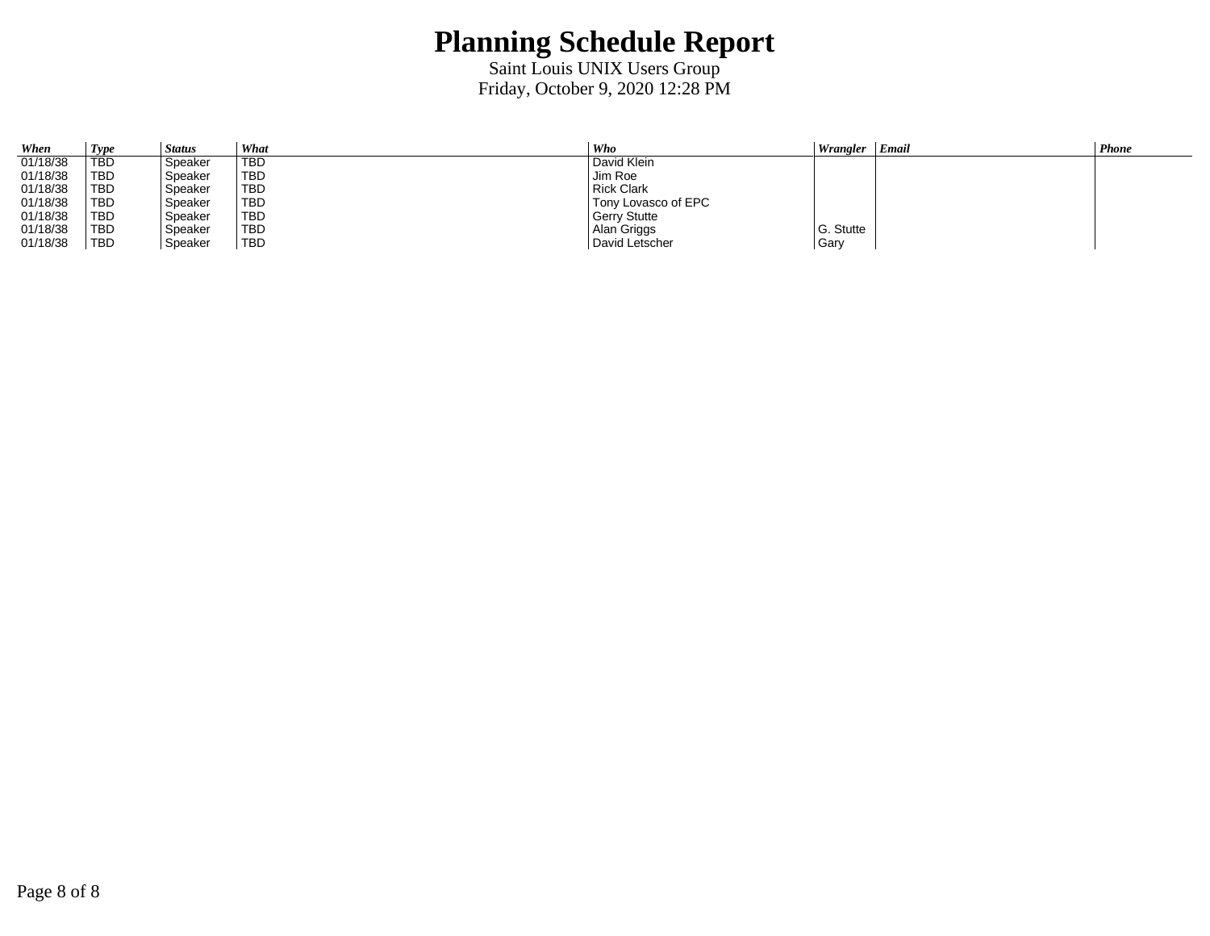# Planning Schedule Report

Saint Louis UNIX Users Group
Friday, October 9, 2020 12:28 PM

| *When* | *Type* | *Status* | *What* | *Who* | *Wrangler* | *Email* | *Phone* |
|---|---|---|---|---|---|---|---|
| 01/18/38 | TBD | Speaker | TBD | David Klein | | | |
| 01/18/38 | TBD | Speaker | TBD | Jim Roe | | | |
| 01/18/38 | TBD | Speaker | TBD | Rick Clark | | | |
| 01/18/38 | TBD | Speaker | TBD | Tony Lovasco of EPC | | | |
| 01/18/38 | TBD | Speaker | TBD | Gerry Stutte | | | |
| 01/18/38 | TBD | Speaker | TBD | Alan Griggs | G. Stutte | | |
| 01/18/38 | TBD | Speaker | TBD | David Letscher | Gary | | |